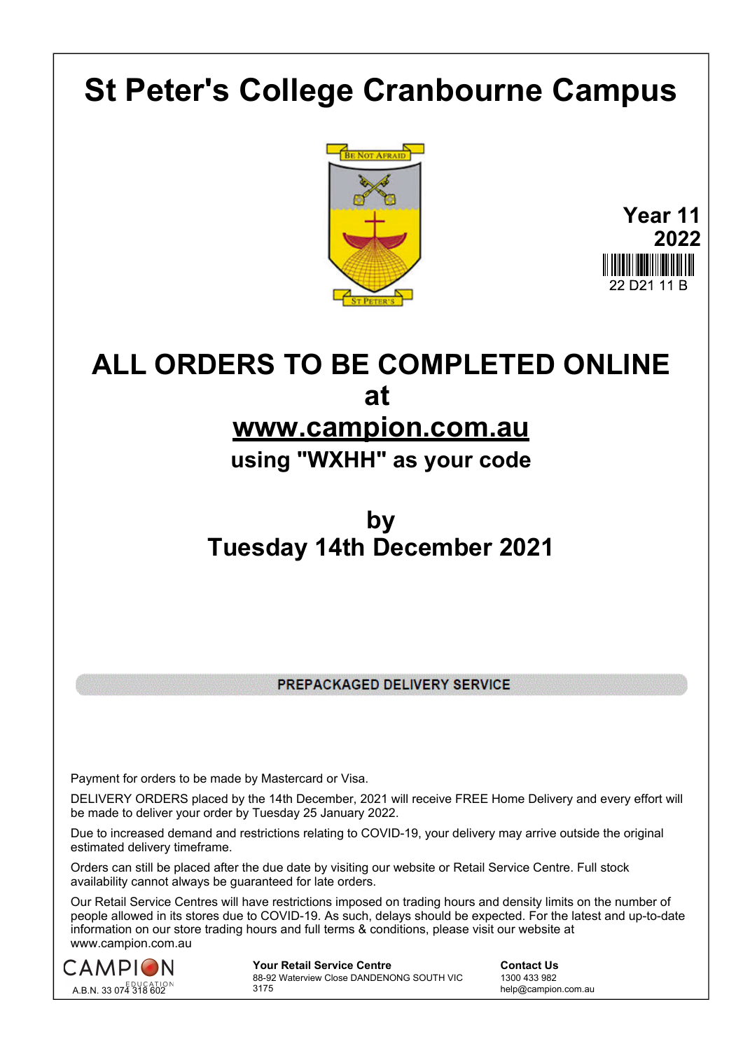# St Peter's College Cranbourne Campus

**Year 11**
**2022**

22 D21 11 B

## ALL ORDERS TO BE COMPLETED ONLINE
## at
## www.campion.com.au
### using "WXHH" as your code

## by
## Tuesday 14th December 2021

**PREPACKAGED DELIVERY SERVICE**

Payment for orders to be made by Mastercard or Visa.

DELIVERY ORDERS placed by the 14th December, 2021 will receive FREE Home Delivery and every effort will be made to deliver your order by Tuesday 25 January 2022.

Due to increased demand and restrictions relating to COVID-19, your delivery may arrive outside the original estimated delivery timeframe.

Orders can still be placed after the due date by visiting our website or Retail Service Centre. Full stock availability cannot always be guaranteed for late orders.

Our Retail Service Centres will have restrictions imposed on trading hours and density limits on the number of people allowed in its stores due to COVID-19. As such, delays should be expected. For the latest and up-to-date information on our store trading hours and full terms & conditions, please visit our website at www.campion.com.au

CAMPION EDUCATION
A.B.N. 33 074 318 602

**Your Retail Service Centre**
88-92 Waterview Close DANDENONG SOUTH VIC 3175

**Contact Us**
1300 433 982
help@campion.com.au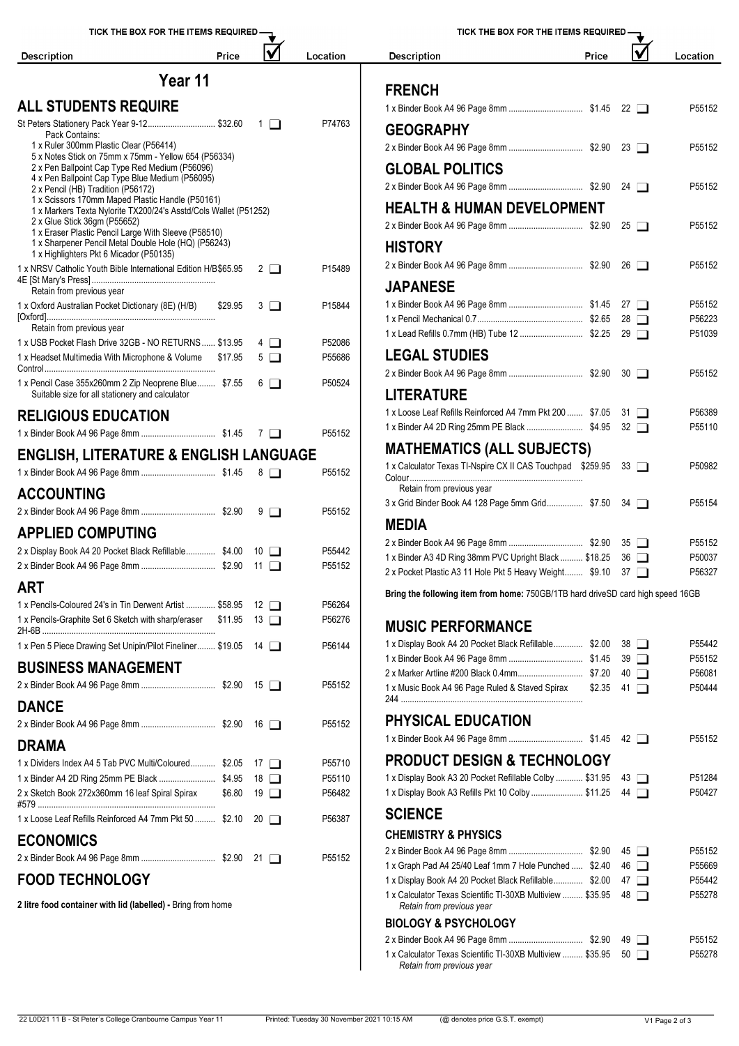TICK THE BOX FOR THE ITEMS REQUIRED

# Year 11

## ALL STUDENTS REQUIRE

| Description | Price | ☑ | Location |
|---|---|---|---|
| St Peters Stationery Pack Year 9-12 | $32.60 | 1 ❑ | P74763 |
| Pack Contains:<br>1 x Ruler 300mm Plastic Clear (P56414)<br>5 x Notes Stick on 75mm x 75mm - Yellow 654 (P56334)<br>2 x Pen Ballpoint Cap Type Red Medium (P56096)<br>4 x Pen Ballpoint Cap Type Blue Medium (P56095)<br>2 x Pencil (HB) Tradition (P56172)<br>1 x Scissors 170mm Maped Plastic Handle (P50161)<br>1 x Markers Texta Nylorite TX200/24's Asstd/Cols Wallet (P51252)<br>2 x Glue Stick 36gm (P55652)<br>1 x Eraser Plastic Pencil Large With Sleeve (P58510)<br>1 x Sharpener Pencil Metal Double Hole (HQ) (P56243)<br>1 x Highlighters Pkt 6 Micador (P50135) | | | |
| 1 x NRSV Catholic Youth Bible International Edition H/B 4E [St Mary's Press]<br>Retain from previous year | $65.95 | 2 ❑ | P15489 |
| 1 x Oxford Australian Pocket Dictionary (8E) (H/B) [Oxford]<br>Retain from previous year | $29.95 | 3 ❑ | P15844 |
| 1 x USB Pocket Flash Drive 32GB - NO RETURNS | $13.95 | 4 ❑ | P52086 |
| 1 x Headset Multimedia With Microphone & Volume Control | $17.95 | 5 ❑ | P55686 |
| 1 x Pencil Case 355x260mm 2 Zip Neoprene Blue<br>Suitable size for all stationery and calculator | $7.55 | 6 ❑ | P50524 |

## RELIGIOUS EDUCATION

| Description | Price | ☑ | Location |
|---|---|---|---|
| 1 x Binder Book A4 96 Page 8mm | $1.45 | 7 ❑ | P55152 |

## ENGLISH, LITERATURE & ENGLISH LANGUAGE

| Description | Price | ☑ | Location |
|---|---|---|---|
| 1 x Binder Book A4 96 Page 8mm | $1.45 | 8 ❑ | P55152 |

## ACCOUNTING

| Description | Price | ☑ | Location |
|---|---|---|---|
| 2 x Binder Book A4 96 Page 8mm | $2.90 | 9 ❑ | P55152 |

## APPLIED COMPUTING

| Description | Price | ☑ | Location |
|---|---|---|---|
| 2 x Display Book A4 20 Pocket Black Refillable | $4.00 | 10 ❑ | P55442 |
| 2 x Binder Book A4 96 Page 8mm | $2.90 | 11 ❑ | P55152 |

## ART

| Description | Price | ☑ | Location |
|---|---|---|---|
| 1 x Pencils-Coloured 24's in Tin Derwent Artist | $58.95 | 12 ❑ | P56264 |
| 1 x Pencils-Graphite Set 6 Sketch with sharp/eraser 2H-6B | $11.95 | 13 ❑ | P56276 |
| 1 x Pen 5 Piece Drawing Set Unipin/Pilot Fineliner | $19.05 | 14 ❑ | P56144 |

## BUSINESS MANAGEMENT

| Description | Price | ☑ | Location |
|---|---|---|---|
| 2 x Binder Book A4 96 Page 8mm | $2.90 | 15 ❑ | P55152 |

## DANCE

| Description | Price | ☑ | Location |
|---|---|---|---|
| 2 x Binder Book A4 96 Page 8mm | $2.90 | 16 ❑ | P55152 |

## DRAMA

| Description | Price | ☑ | Location |
|---|---|---|---|
| 1 x Dividers Index A4 5 Tab PVC Multi/Coloured | $2.05 | 17 ❑ | P55710 |
| 1 x Binder A4 2D Ring 25mm PE Black | $4.95 | 18 ❑ | P55110 |
| 2 x Sketch Book 272x360mm 16 leaf Spiral Spirax #579 | $6.80 | 19 ❑ | P56482 |
| 1 x Loose Leaf Refills Reinforced A4 7mm Pkt 50 | $2.10 | 20 ❑ | P56387 |

## ECONOMICS

| Description | Price | ☑ | Location |
|---|---|---|---|
| 2 x Binder Book A4 96 Page 8mm | $2.90 | 21 ❑ | P55152 |

## FOOD TECHNOLOGY

**2 litre food container with lid (labelled) -** Bring from home

## FRENCH

| Description | Price | ☑ | Location |
|---|---|---|---|
| 1 x Binder Book A4 96 Page 8mm | $1.45 | 22 ❑ | P55152 |

## GEOGRAPHY

| Description | Price | ☑ | Location |
|---|---|---|---|
| 2 x Binder Book A4 96 Page 8mm | $2.90 | 23 ❑ | P55152 |

## GLOBAL POLITICS

| Description | Price | ☑ | Location |
|---|---|---|---|
| 2 x Binder Book A4 96 Page 8mm | $2.90 | 24 ❑ | P55152 |

## HEALTH & HUMAN DEVELOPMENT

| Description | Price | ☑ | Location |
|---|---|---|---|
| 2 x Binder Book A4 96 Page 8mm | $2.90 | 25 ❑ | P55152 |

## HISTORY

| Description | Price | ☑ | Location |
|---|---|---|---|
| 2 x Binder Book A4 96 Page 8mm | $2.90 | 26 ❑ | P55152 |

## JAPANESE

| Description | Price | ☑ | Location |
|---|---|---|---|
| 1 x Binder Book A4 96 Page 8mm | $1.45 | 27 ❑ | P55152 |
| 1 x Pencil Mechanical 0.7 | $2.65 | 28 ❑ | P56223 |
| 1 x Lead Refills 0.7mm (HB) Tube 12 | $2.25 | 29 ❑ | P51039 |

## LEGAL STUDIES

| Description | Price | ☑ | Location |
|---|---|---|---|
| 2 x Binder Book A4 96 Page 8mm | $2.90 | 30 ❑ | P55152 |

## LITERATURE

| Description | Price | ☑ | Location |
|---|---|---|---|
| 1 x Loose Leaf Refills Reinforced A4 7mm Pkt 200 | $7.05 | 31 ❑ | P56389 |
| 1 x Binder A4 2D Ring 25mm PE Black | $4.95 | 32 ❑ | P55110 |

## MATHEMATICS (ALL SUBJECTS)

| Description | Price | ☑ | Location |
|---|---|---|---|
| 1 x Calculator Texas TI-Nspire CX II CAS Touchpad Colour<br>Retain from previous year | $259.95 | 33 ❑ | P50982 |
| 3 x Grid Binder Book A4 128 Page 5mm Grid | $7.50 | 34 ❑ | P55154 |

## MEDIA

| Description | Price | ☑ | Location |
|---|---|---|---|
| 2 x Binder Book A4 96 Page 8mm | $2.90 | 35 ❑ | P55152 |
| 1 x Binder A3 4D Ring 38mm PVC Upright Black | $18.25 | 36 ❑ | P50037 |
| 2 x Pocket Plastic A3 11 Hole Pkt 5 Heavy Weight | $9.10 | 37 ❑ | P56327 |

**Bring the following item from home:** 750GB/1TB hard driveSD card high speed 16GB

## MUSIC PERFORMANCE

| Description | Price | ☑ | Location |
|---|---|---|---|
| 1 x Display Book A4 20 Pocket Black Refillable | $2.00 | 38 ❑ | P55442 |
| 1 x Binder Book A4 96 Page 8mm | $1.45 | 39 ❑ | P55152 |
| 2 x Marker Artline #200 Black 0.4mm | $7.20 | 40 ❑ | P56081 |
| 1 x Music Book A4 96 Page Ruled & Staved Spirax 244 | $2.35 | 41 ❑ | P50444 |

## PHYSICAL EDUCATION

| Description | Price | ☑ | Location |
|---|---|---|---|
| 1 x Binder Book A4 96 Page 8mm | $1.45 | 42 ❑ | P55152 |

## PRODUCT DESIGN & TECHNOLOGY

| Description | Price | ☑ | Location |
|---|---|---|---|
| 1 x Display Book A3 20 Pocket Refillable Colby | $31.95 | 43 ❑ | P51284 |
| 1 x Display Book A3 Refills Pkt 10 Colby | $11.25 | 44 ❑ | P50427 |

## SCIENCE

### CHEMISTRY & PHYSICS

| Description | Price | ☑ | Location |
|---|---|---|---|
| 2 x Binder Book A4 96 Page 8mm | $2.90 | 45 ❑ | P55152 |
| 1 x Graph Pad A4 25/40 Leaf 1mm 7 Hole Punched | $2.40 | 46 ❑ | P55669 |
| 1 x Display Book A4 20 Pocket Black Refillable | $2.00 | 47 ❑ | P55442 |
| 1 x Calculator Texas Scientific TI-30XB Multiview<br>*Retain from previous year* | $35.95 | 48 ❑ | P55278 |

### BIOLOGY & PSYCHOLOGY

| Description | Price | ☑ | Location |
|---|---|---|---|
| 2 x Binder Book A4 96 Page 8mm | $2.90 | 49 ❑ | P55152 |
| 1 x Calculator Texas Scientific TI-30XB Multiview<br>*Retain from previous year* | $35.95 | 50 ❑ | P55278 |

22 L0D21 11 B - St Peter's College Cranbourne Campus Year 11 — Printed: Tuesday 30 November 2021 10:15 AM — (@ denotes price G.S.T. exempt)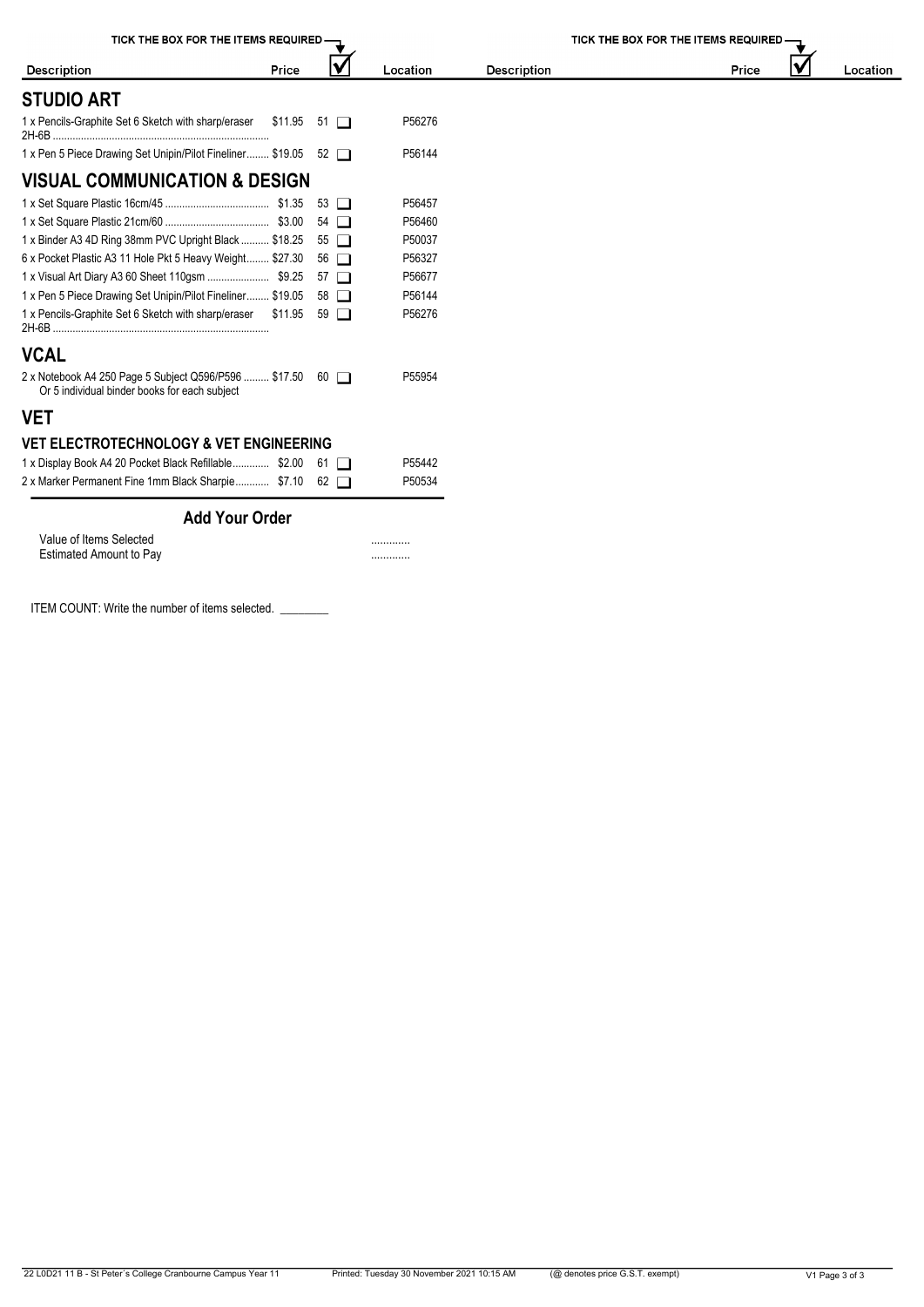| Description | Price | TICK THE BOX FOR THE ITEMS REQUIRED | Location |
|---|---|---|---|

## STUDIO ART

| Description | Price | No. | Location |
|---|---|---|---|
| 1 x Pencils-Graphite Set 6 Sketch with sharp/eraser 2H-6B | $11.95 | 51 ❑ | P56276 |
| 1 x Pen 5 Piece Drawing Set Unipin/Pilot Fineliner | $19.05 | 52 ❑ | P56144 |

## VISUAL COMMUNICATION & DESIGN

| Description | Price | No. | Location |
|---|---|---|---|
| 1 x Set Square Plastic 16cm/45 | $1.35 | 53 ❑ | P56457 |
| 1 x Set Square Plastic 21cm/60 | $3.00 | 54 ❑ | P56460 |
| 1 x Binder A3 4D Ring 38mm PVC Upright Black | $18.25 | 55 ❑ | P50037 |
| 6 x Pocket Plastic A3 11 Hole Pkt 5 Heavy Weight | $27.30 | 56 ❑ | P56327 |
| 1 x Visual Art Diary A3 60 Sheet 110gsm | $9.25 | 57 ❑ | P56677 |
| 1 x Pen 5 Piece Drawing Set Unipin/Pilot Fineliner | $19.05 | 58 ❑ | P56144 |
| 1 x Pencils-Graphite Set 6 Sketch with sharp/eraser 2H-6B | $11.95 | 59 ❑ | P56276 |

## VCAL

| Description | Price | No. | Location |
|---|---|---|---|
| 2 x Notebook A4 250 Page 5 Subject Q596/P596<br>Or 5 individual binder books for each subject | $17.50 | 60 ❑ | P55954 |

## VET

### VET ELECTROTECHNOLOGY & VET ENGINEERING

| Description | Price | No. | Location |
|---|---|---|---|
| 1 x Display Book A4 20 Pocket Black Refillable | $2.00 | 61 ❑ | P55442 |
| 2 x Marker Permanent Fine 1mm Black Sharpie | $7.10 | 62 ❑ | P50534 |

## Add Your Order

Value of Items Selected ............

Estimated Amount to Pay ............

ITEM COUNT: Write the number of items selected. ________

22 L0D21 11 B - St Peter's College Cranbourne Campus Year 11 Printed: Tuesday 30 November 2021 10:15 AM (@ denotes price G.S.T. exempt)